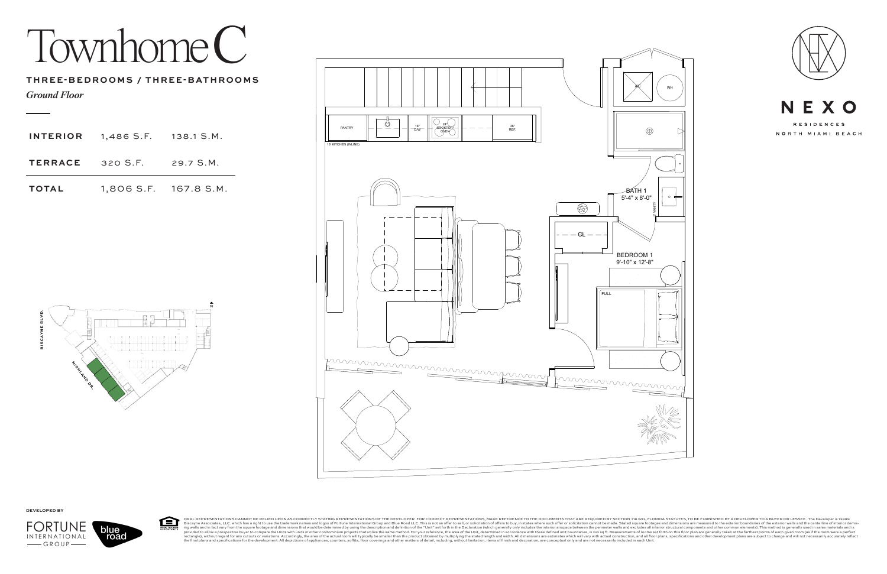# Townhome C

**THREE-BEDROOMS / THREE-BATHROOMS**

*Ground Floor*

| | | |
|---|---|---|
| **INTERIOR** | 1,486 S.F. | 138.1 S.M. |
| **TERRACE** | 320 S.F. | 29.7 S.M. |
| **TOTAL** | 1,806 S.F. | 167.8 S.M. |

PANTRY

18" D/W

24" COOKTOP/ OVEN

36" REF.

16' KITCHEN (INLINE)

A/C

WH

BATH 1
5'-4" x 8'-0"

CL

BEDROOM 1
9'-10" x 12'-8"

FULL

BISCAYNE BLVD.

HIGHLAND DR.

N

NEXO

RESIDENCES

NORTH MIAMI BEACH

DEVELOPED BY

FORTUNE INTERNATIONAL GROUP

blue road

ORAL REPRESENTATIONS CANNOT BE RELIED UPON AS CORRECTLY STATING REPRESENTATIONS OF THE DEVELOPER. FOR CORRECT REPRESENTATIONS, MAKE REFERENCE TO THE DOCUMENTS THAT ARE REQUIRED BY SECTION 718.503, FLORIDA STATUTES, TO BE FURNISHED BY A DEVELOPER TO A BUYER OR LESSEE. The Developer is 13899 Biscayne Associates, LLC. which has a right to use the trademark names and logos of Fortune International Group and Blue Road LLC. This is not an offer to sell, or solicitation of offers to buy, in states where such offer or solicitation cannot be made. Stated square footages and dimensions are measured to the exterior boundaries of the exterior walls and the centerline of interior demising walls and in fact vary from the square footage and dimensions that would be determined by using the description and definition of the "Unit" set forth in the Declaration (which generally only includes the interior airspace between the perimeter walls and excludes all interior structural components and other common elements). This method is generally used in sales materials and is provided to allow a prospective buyer to compare the Units with units in other condominium projects that utilize the same method. For your reference, the area of the Unit, determined in accordance with these defined unit boundaries, is xxx sq ft. Measurements of rooms set forth on this floor plan are generally taken at the farthest points of each given room (as if the room were a perfect rectangle), without regard for any cutouts or variations. Accordingly, the area of the actual room will typically be smaller than the product obtained by multiplying the stated length and width. All dimensions are estimates which will vary with actual construction, and all floor plans, specifications and other development plans are subject to change and will not necessarily accurately reflect the final plans and specifications for the development. All depictions of appliances, counters, soffits, floor coverings and other matters of detail, including, without limitation, items of finish and decoration, are conceptual only and are not necessarily included in each Unit.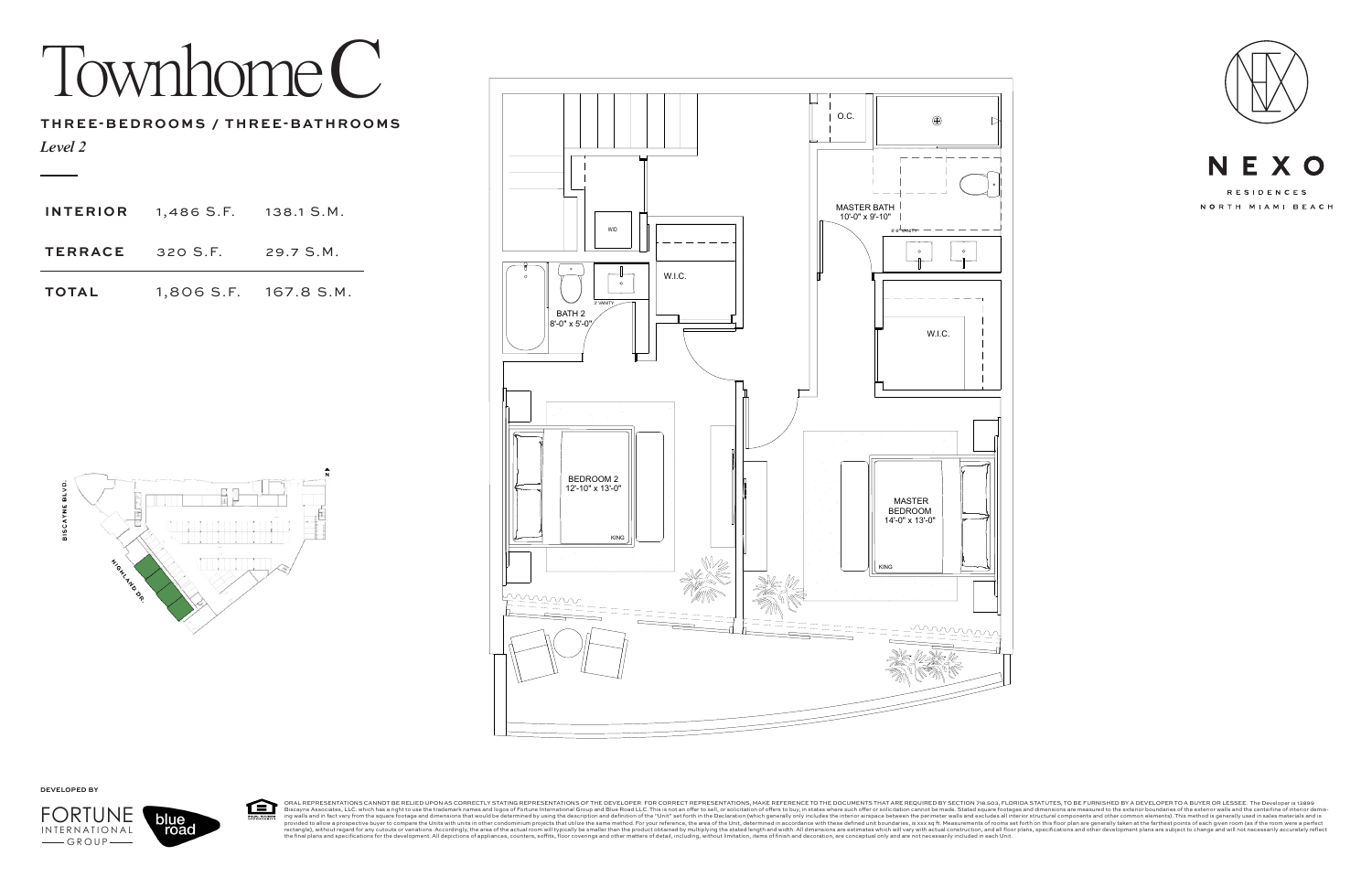# Townhome C

**THREE-BEDROOMS / THREE-BATHROOMS**

*Level 2*

| | | |
|---|---|---|
| **INTERIOR** | 1,486 S.F. | 138.1 S.M. |
| **TERRACE** | 320 S.F. | 29.7 S.M. |
| **TOTAL** | 1,806 S.F. | 167.8 S.M. |

BISCAYNE BLVD.

HIGHLAND DR.

N

O.C.

MASTER BATH
10'-0" x 9'-10"

W/D

W.I.C.

BATH 2
8'-0" x 5'-0"

W.I.C.

BEDROOM 2
12'-10" x 13'-0"

KING

MASTER BEDROOM
14'-0" x 13'-0"

KING

NEXO

RESIDENCES

NORTH MIAMI BEACH

DEVELOPED BY

FORTUNE INTERNATIONAL GROUP

blue road

ORAL REPRESENTATIONS CANNOT BE RELIED UPON AS CORRECTLY STATING REPRESENTATIONS OF THE DEVELOPER. FOR CORRECT REPRESENTATIONS, MAKE REFERENCE TO THE DOCUMENTS THAT ARE REQUIRED BY SECTION 718.503, FLORIDA STATUTES, TO BE FURNISHED BY A DEVELOPER TO A BUYER OR LESSEE. The Developer is 13899 Biscayne Associates, LLC. which has a right to use the trademark names and logos of Fortune International Group and Blue Road LLC. This is not an offer to sell, or solicitation of offers to buy, in states where such offer or solicitation cannot be made. Stated square footages and dimensions are measured to the exterior boundaries of the exterior walls and the centerline of interior demising walls and in fact vary from the square footage and dimensions that would be determined by using the description and definition of the "Unit" set forth in the Declaration (which generally only includes the interior airspace between the perimeter walls and excludes all interior structural components and other common elements). This method is generally used in sales materials and is provided to allow a prospective buyer to compare the Units with units in other condominium projects that utilize the same method. For your reference, the area of the Unit, determined in accordance with these defined unit boundaries, is xxx sq ft. Measurements of rooms set forth on this floor plan are generally taken at the farthest points of each given room (as if the room were a perfect rectangle), without regard for any cutouts or variations. Accordingly, the area of the actual room will typically be smaller than the product obtained by multiplying the stated length and width. All dimensions are estimates which will vary with actual construction, and all floor plans, specifications and other development plans are subject to change and will not necessarily accurately reflect the final plans and specifications for the development. All depictions of appliances, counters, soffits, floor coverings and other matters of detail, including, without limitation, items of finish and decoration, are conceptual only and are not necessarily included in each Unit.